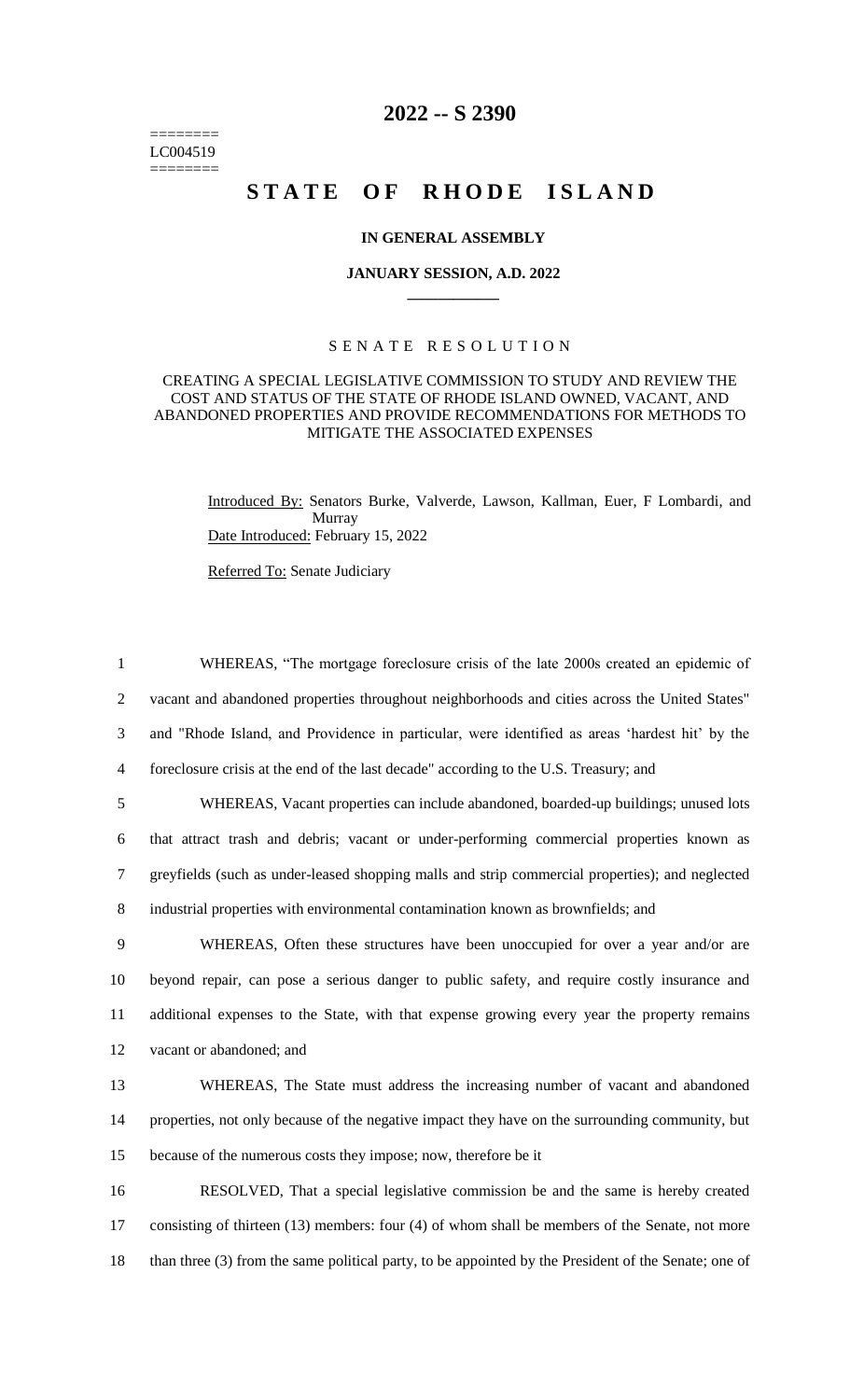========
LC004519
========

# 2022 -- S 2390

# STATE OF RHODE ISLAND

### IN GENERAL ASSEMBLY

### JANUARY SESSION, A.D. 2022

____________

SENATE RESOLUTION

CREATING A SPECIAL LEGISLATIVE COMMISSION TO STUDY AND REVIEW THE COST AND STATUS OF THE STATE OF RHODE ISLAND OWNED, VACANT, AND ABANDONED PROPERTIES AND PROVIDE RECOMMENDATIONS FOR METHODS TO MITIGATE THE ASSOCIATED EXPENSES

Introduced By: Senators Burke, Valverde, Lawson, Kallman, Euer, F Lombardi, and Murray

Date Introduced: February 15, 2022

Referred To: Senate Judiciary

1 WHEREAS, "The mortgage foreclosure crisis of the late 2000s created an epidemic of
2 vacant and abandoned properties throughout neighborhoods and cities across the United States"
3 and "Rhode Island, and Providence in particular, were identified as areas 'hardest hit' by the
4 foreclosure crisis at the end of the last decade" according to the U.S. Treasury; and

5 WHEREAS, Vacant properties can include abandoned, boarded-up buildings; unused lots
6 that attract trash and debris; vacant or under-performing commercial properties known as
7 greyfields (such as under-leased shopping malls and strip commercial properties); and neglected
8 industrial properties with environmental contamination known as brownfields; and

9 WHEREAS, Often these structures have been unoccupied for over a year and/or are
10 beyond repair, can pose a serious danger to public safety, and require costly insurance and
11 additional expenses to the State, with that expense growing every year the property remains
12 vacant or abandoned; and

13 WHEREAS, The State must address the increasing number of vacant and abandoned
14 properties, not only because of the negative impact they have on the surrounding community, but
15 because of the numerous costs they impose; now, therefore be it

16 RESOLVED, That a special legislative commission be and the same is hereby created
17 consisting of thirteen (13) members: four (4) of whom shall be members of the Senate, not more
18 than three (3) from the same political party, to be appointed by the President of the Senate; one of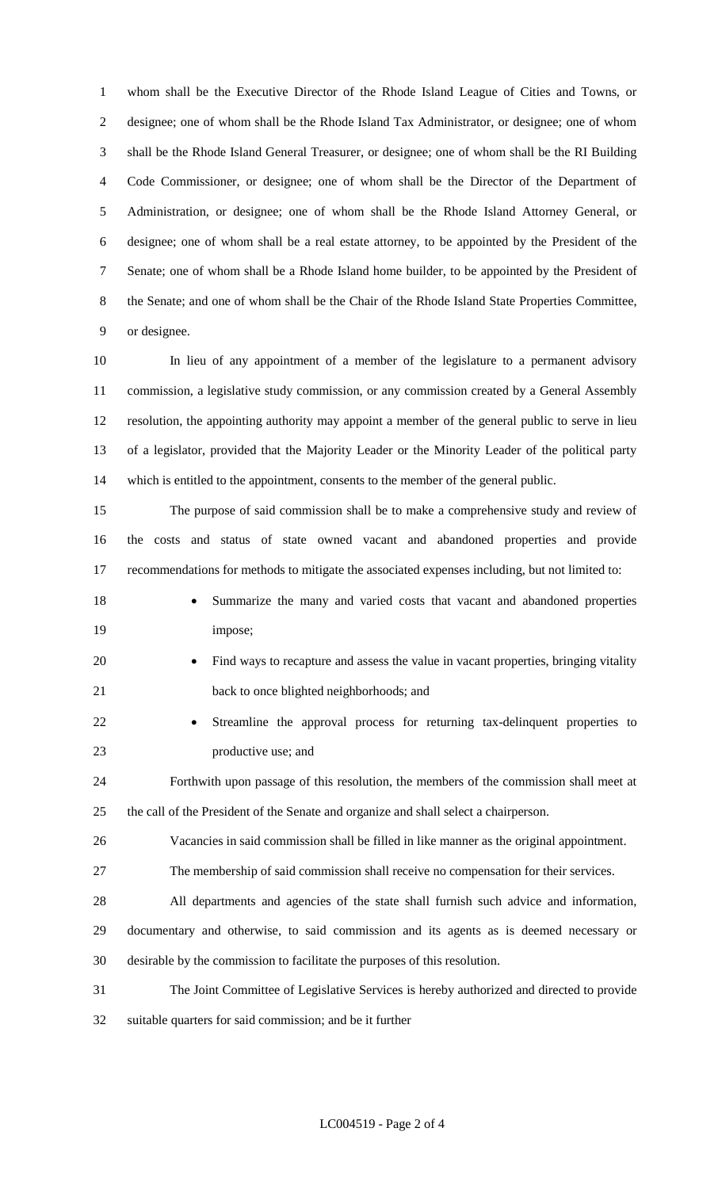whom shall be the Executive Director of the Rhode Island League of Cities and Towns, or designee; one of whom shall be the Rhode Island Tax Administrator, or designee; one of whom shall be the Rhode Island General Treasurer, or designee; one of whom shall be the RI Building Code Commissioner, or designee; one of whom shall be the Director of the Department of Administration, or designee; one of whom shall be the Rhode Island Attorney General, or designee; one of whom shall be a real estate attorney, to be appointed by the President of the Senate; one of whom shall be a Rhode Island home builder, to be appointed by the President of the Senate; and one of whom shall be the Chair of the Rhode Island State Properties Committee, or designee.

In lieu of any appointment of a member of the legislature to a permanent advisory commission, a legislative study commission, or any commission created by a General Assembly resolution, the appointing authority may appoint a member of the general public to serve in lieu of a legislator, provided that the Majority Leader or the Minority Leader of the political party which is entitled to the appointment, consents to the member of the general public.

The purpose of said commission shall be to make a comprehensive study and review of the costs and status of state owned vacant and abandoned properties and provide recommendations for methods to mitigate the associated expenses including, but not limited to:

- Summarize the many and varied costs that vacant and abandoned properties impose;
- Find ways to recapture and assess the value in vacant properties, bringing vitality back to once blighted neighborhoods; and
- Streamline the approval process for returning tax-delinquent properties to productive use; and

Forthwith upon passage of this resolution, the members of the commission shall meet at the call of the President of the Senate and organize and shall select a chairperson.

Vacancies in said commission shall be filled in like manner as the original appointment.

The membership of said commission shall receive no compensation for their services.

All departments and agencies of the state shall furnish such advice and information, documentary and otherwise, to said commission and its agents as is deemed necessary or desirable by the commission to facilitate the purposes of this resolution.

The Joint Committee of Legislative Services is hereby authorized and directed to provide suitable quarters for said commission; and be it further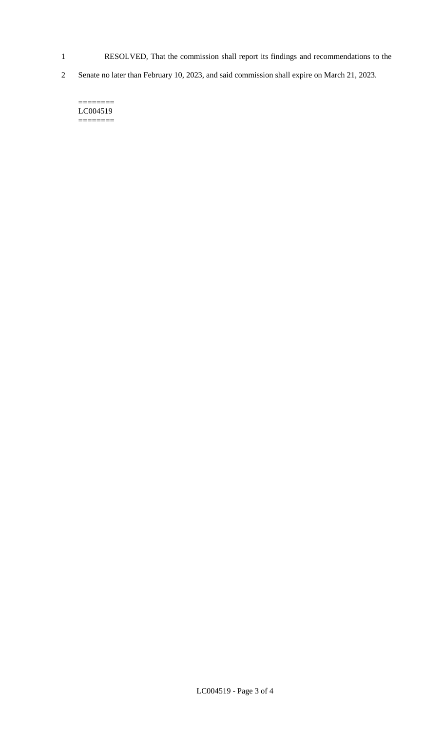RESOLVED, That the commission shall report its findings and recommendations to the Senate no later than February 10, 2023, and said commission shall expire on March 21, 2023.

========
LC004519
========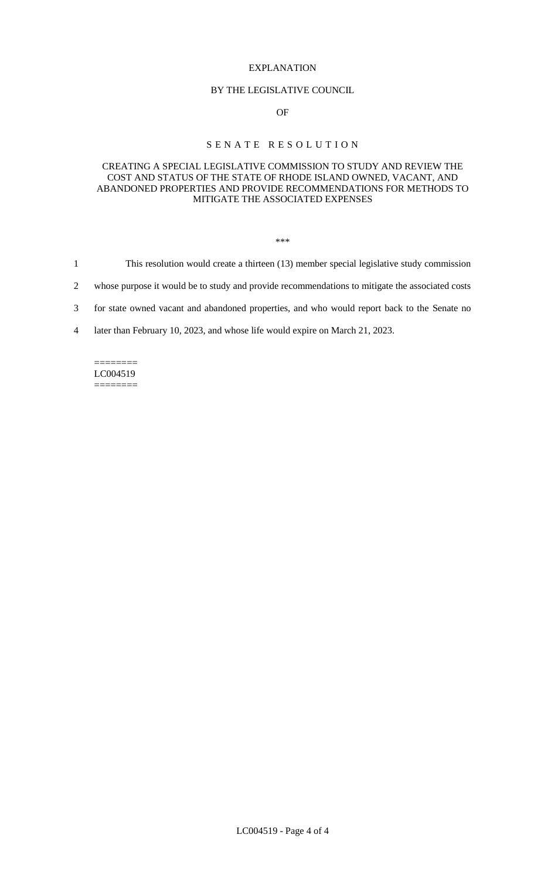EXPLANATION

BY THE LEGISLATIVE COUNCIL

OF

S E N A T E R E S O L U T I O N

CREATING A SPECIAL LEGISLATIVE COMMISSION TO STUDY AND REVIEW THE COST AND STATUS OF THE STATE OF RHODE ISLAND OWNED, VACANT, AND ABANDONED PROPERTIES AND PROVIDE RECOMMENDATIONS FOR METHODS TO MITIGATE THE ASSOCIATED EXPENSES

\*\*\*

1 This resolution would create a thirteen (13) member special legislative study commission
2 whose purpose it would be to study and provide recommendations to mitigate the associated costs
3 for state owned vacant and abandoned properties, and who would report back to the Senate no
4 later than February 10, 2023, and whose life would expire on March 21, 2023.

========
LC004519
========